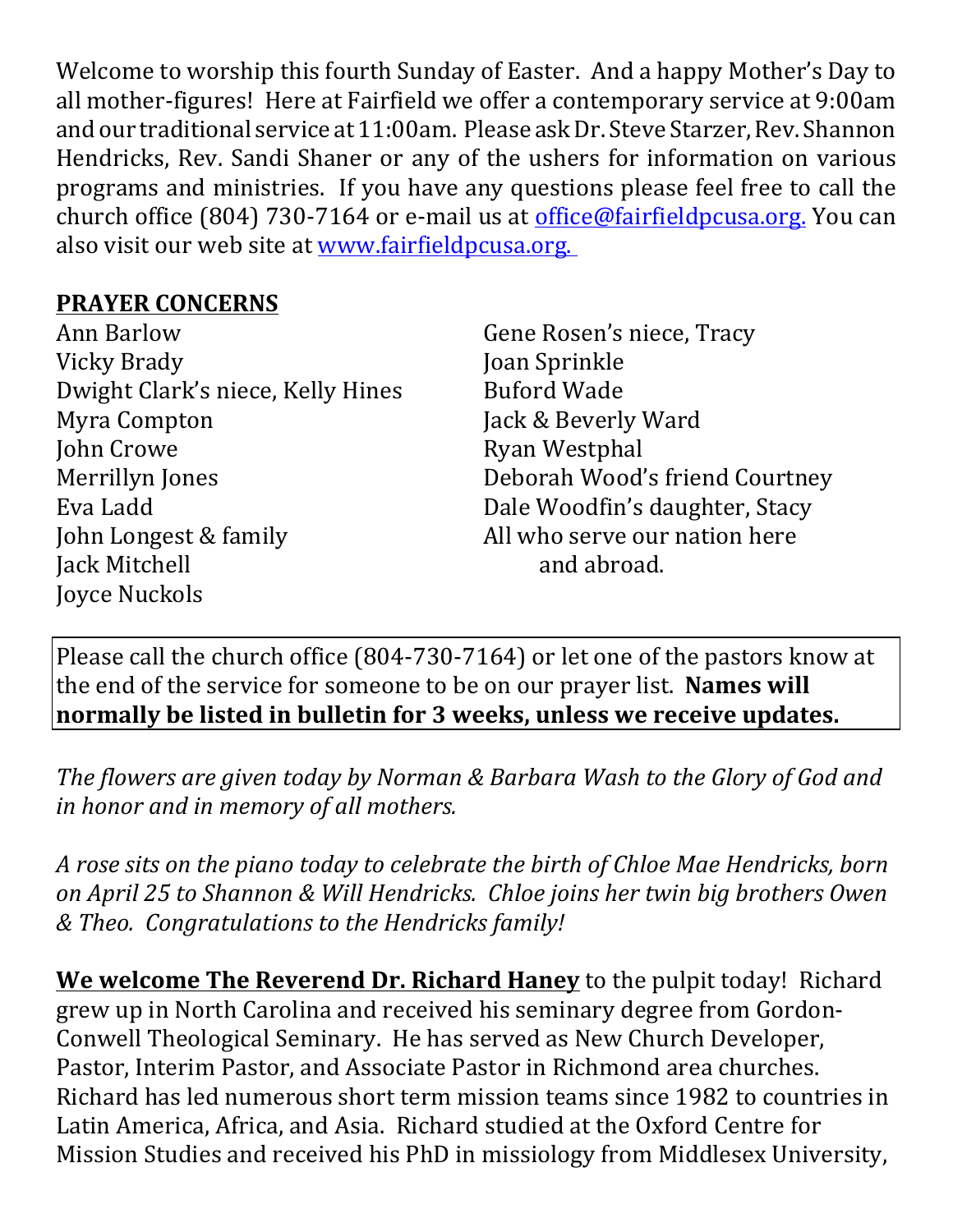Welcome to worship this fourth Sunday of Easter. And a happy Mother's Day to all mother-figures! Here at Fairfield we offer a contemporary service at 9:00am and our traditional service at 11:00am. Please ask Dr. Steve Starzer, Rev. Shannon Hendricks, Rev. Sandi Shaner or any of the ushers for information on various programs and ministries. If you have any questions please feel free to call the church office (804) 730-7164 or e-mail us at office@fairfieldpcusa.org. You can also visit our web site at www.fairfieldpcusa.org.

**PRAYER CONCERNS**

Ann Barlow
Vicky Brady
Dwight Clark's niece, Kelly Hines
Myra Compton
John Crowe
Merrillyn Jones
Eva Ladd
John Longest & family
Jack Mitchell
Joyce Nuckols
Gene Rosen's niece, Tracy
Joan Sprinkle
Buford Wade
Jack & Beverly Ward
Ryan Westphal
Deborah Wood's friend Courtney
Dale Woodfin's daughter, Stacy
All who serve our nation here and abroad.

Please call the church office (804-730-7164) or let one of the pastors know at the end of the service for someone to be on our prayer list. **Names will normally be listed in bulletin for 3 weeks, unless we receive updates.**

*The flowers are given today by Norman & Barbara Wash to the Glory of God and in honor and in memory of all mothers.*

*A rose sits on the piano today to celebrate the birth of Chloe Mae Hendricks, born on April 25 to Shannon & Will Hendricks. Chloe joins her twin big brothers Owen & Theo. Congratulations to the Hendricks family!*

**We welcome The Reverend Dr. Richard Haney** to the pulpit today! Richard grew up in North Carolina and received his seminary degree from Gordon-Conwell Theological Seminary. He has served as New Church Developer, Pastor, Interim Pastor, and Associate Pastor in Richmond area churches. Richard has led numerous short term mission teams since 1982 to countries in Latin America, Africa, and Asia. Richard studied at the Oxford Centre for Mission Studies and received his PhD in missiology from Middlesex University,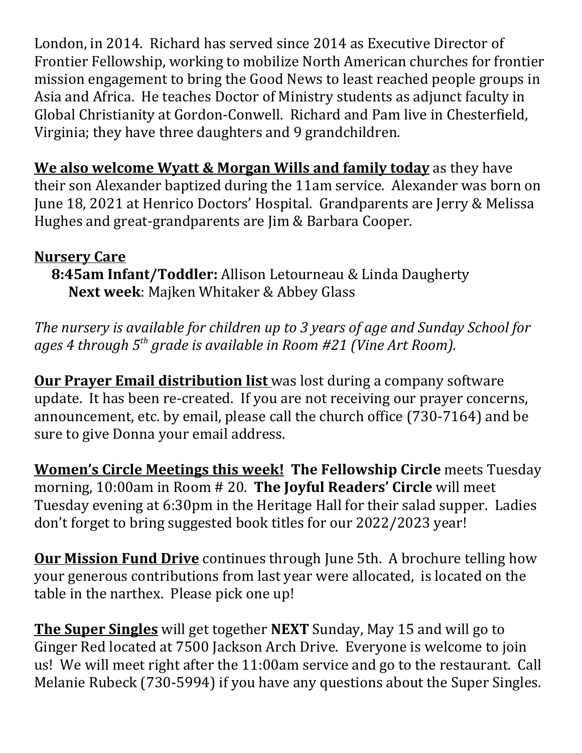London, in 2014. Richard has served since 2014 as Executive Director of Frontier Fellowship, working to mobilize North American churches for frontier mission engagement to bring the Good News to least reached people groups in Asia and Africa. He teaches Doctor of Ministry students as adjunct faculty in Global Christianity at Gordon-Conwell. Richard and Pam live in Chesterfield, Virginia; they have three daughters and 9 grandchildren.

**We also welcome Wyatt & Morgan Wills and family today** as they have their son Alexander baptized during the 11am service. Alexander was born on June 18, 2021 at Henrico Doctors' Hospital. Grandparents are Jerry & Melissa Hughes and great-grandparents are Jim & Barbara Cooper.

**Nursery Care**

**8:45am Infant/Toddler:** Allison Letourneau & Linda Daugherty
**Next week**: Majken Whitaker & Abbey Glass

*The nursery is available for children up to 3 years of age and Sunday School for ages 4 through 5th grade is available in Room #21 (Vine Art Room).*

**Our Prayer Email distribution list** was lost during a company software update. It has been re-created. If you are not receiving our prayer concerns, announcement, etc. by email, please call the church office (730-7164) and be sure to give Donna your email address.

**Women's Circle Meetings this week! The Fellowship Circle** meets Tuesday morning, 10:00am in Room # 20. **The Joyful Readers' Circle** will meet Tuesday evening at 6:30pm in the Heritage Hall for their salad supper. Ladies don't forget to bring suggested book titles for our 2022/2023 year!

**Our Mission Fund Drive** continues through June 5th. A brochure telling how your generous contributions from last year were allocated, is located on the table in the narthex. Please pick one up!

**The Super Singles** will get together **NEXT** Sunday, May 15 and will go to Ginger Red located at 7500 Jackson Arch Drive. Everyone is welcome to join us! We will meet right after the 11:00am service and go to the restaurant. Call Melanie Rubeck (730-5994) if you have any questions about the Super Singles.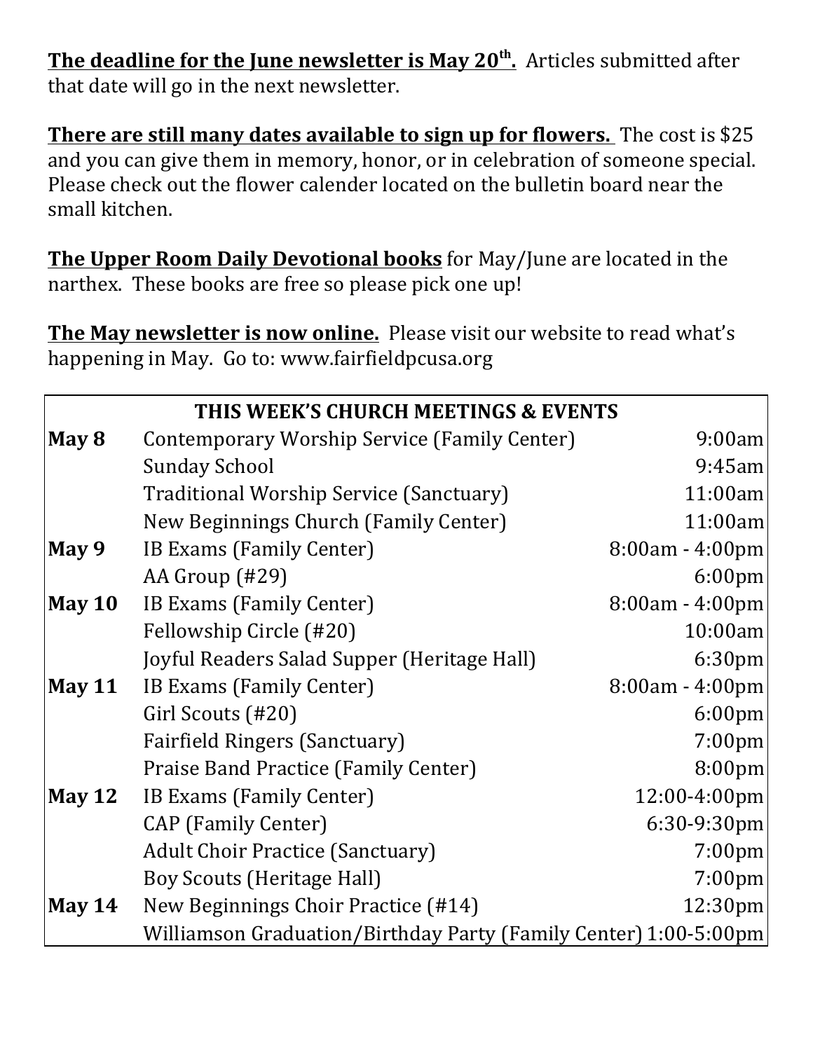**<u>The deadline for the June newsletter is May 20th.</u>** Articles submitted after that date will go in the next newsletter.

**<u>There are still many dates available to sign up for flowers.</u>** The cost is $25 and you can give them in memory, honor, or in celebration of someone special. Please check out the flower calender located on the bulletin board near the small kitchen.

**<u>The Upper Room Daily Devotional books</u>** for May/June are located in the narthex. These books are free so please pick one up!

**<u>The May newsletter is now online.</u>** Please visit our website to read what's happening in May. Go to: www.fairfieldpcusa.org

| THIS WEEK'S CHURCH MEETINGS & EVENTS | | |
|---|---|---|
| **May 8** | Contemporary Worship Service (Family Center) | 9:00am |
| | Sunday School | 9:45am |
| | Traditional Worship Service (Sanctuary) | 11:00am |
| | New Beginnings Church (Family Center) | 11:00am |
| **May 9** | IB Exams (Family Center) | 8:00am - 4:00pm |
| | AA Group (#29) | 6:00pm |
| **May 10** | IB Exams (Family Center) | 8:00am - 4:00pm |
| | Fellowship Circle (#20) | 10:00am |
| | Joyful Readers Salad Supper (Heritage Hall) | 6:30pm |
| **May 11** | IB Exams (Family Center) | 8:00am - 4:00pm |
| | Girl Scouts (#20) | 6:00pm |
| | Fairfield Ringers (Sanctuary) | 7:00pm |
| | Praise Band Practice (Family Center) | 8:00pm |
| **May 12** | IB Exams (Family Center) | 12:00-4:00pm |
| | CAP (Family Center) | 6:30-9:30pm |
| | Adult Choir Practice (Sanctuary) | 7:00pm |
| | Boy Scouts (Heritage Hall) | 7:00pm |
| **May 14** | New Beginnings Choir Practice (#14) | 12:30pm |
| | Williamson Graduation/Birthday Party (Family Center) | 1:00-5:00pm |